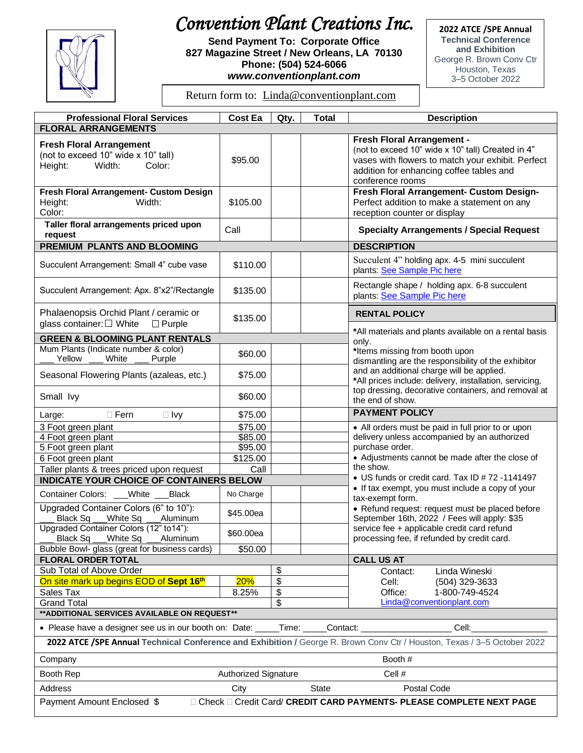# Convention Plant Creations Inc.

**Send Payment To: Corporate Office**
**827 Magazine Street / New Orleans, LA 70130**
**Phone: (504) 524-6066**
***www.conventionplant.com***

Return form to: Linda@conventionplant.com

**2022 ATCE /SPE Annual Technical Conference and Exhibition**
George R. Brown Conv Ctr
Houston, Texas
3–5 October 2022

| Professional Floral Services | Cost Ea | Qty. | Total | Description |
|---|---|---|---|---|
| **FLORAL ARRANGEMENTS** | | | | |
| **Fresh Floral Arrangement** (not to exceed 10" wide x 10" tall) Height: Width: Color: | $95.00 | | | **Fresh Floral Arrangement -** (not to exceed 10" wide x 10" tall) Created in 4" vases with flowers to match your exhibit. Perfect addition for enhancing coffee tables and conference rooms |
| **Fresh Floral Arrangement- Custom Design** Height: Width: Color: | $105.00 | | | **Fresh Floral Arrangement- Custom Design-** Perfect addition to make a statement on any reception counter or display |
| **Taller floral arrangements priced upon request** | Call | | | **Specialty Arrangements / Special Request** |
| **PREMIUM PLANTS AND BLOOMING** | | | | **DESCRIPTION** |
| Succulent Arrangement: Small 4" cube vase | $110.00 | | | Succulent 4" holding apx. 4-5 mini succulent plants: See Sample Pic here |
| Succulent Arrangement: Apx. 8"x2"/Rectangle | $135.00 | | | Rectangle shape / holding apx. 6-8 succulent plants: See Sample Pic here |
| Phalaenopsis Orchid Plant / ceramic or glass container: ☐ White ☐ Purple | $135.00 | | | **RENTAL POLICY** |
| **GREEN & BLOOMING PLANT RENTALS** | | | | *All materials and plants available on a rental basis only. *Items missing from booth upon dismantling are the responsibility of the exhibitor and an additional charge will be applied. *All prices include: delivery, installation, servicing, top dressing, decorative containers, and removal at the end of show. |
| Mum Plants (Indicate number & color) ___ Yellow ___ White ___ Purple | $60.00 | | | |
| Seasonal Flowering Plants (azaleas, etc.) | $75.00 | | | |
| Small Ivy | $60.00 | | | |
| Large: ☐ Fern ☐ Ivy | $75.00 | | | **PAYMENT POLICY** |
| 3 Foot green plant | $75.00 | | | • All orders must be paid in full prior to or upon delivery unless accompanied by an authorized purchase order. • Adjustments cannot be made after the close of the show. • US funds or credit card. Tax ID # 72 -1141497 • If tax exempt, you must include a copy of your tax-exempt form. • Refund request: request must be placed before September 16th, 2022 / Fees will apply: $35 service fee + applicable credit card refund processing fee, if refunded by credit card. |
| 4 Foot green plant | $85.00 | | | |
| 5 Foot green plant | $95.00 | | | |
| 6 Foot green plant | $125.00 | | | |
| Taller plants & trees priced upon request | Call | | | |
| **INDICATE YOUR CHOICE OF CONTAINERS BELOW** | | | | |
| Container Colors: ___White ___Black | No Charge | | | |
| Upgraded Container Colors (6" to 10"): ___ Black Sq ___White Sq ___Aluminum | $45.00ea | | | |
| Upgraded Container Colors (12" to14"): ___ Black Sq ___White Sq ___Aluminum | $60.00ea | | | |
| Bubble Bowl- glass (great for business cards) | $50.00 | | | |
| **FLORAL ORDER TOTAL** | | | | **CALL US AT** |
| Sub Total of Above Order | | $ | | Contact: Linda Wineski |
| On site mark up begins EOD of **Sept 16th** | 20% | $ | | Cell: (504) 329-3633 |
| Sales Tax | 8.25% | $ | | Office: 1-800-749-4524 |
| Grand Total | | $ | | Linda@conventionplant.com |

****ADDITIONAL SERVICES AVAILABLE ON REQUEST****

- Please have a designer see us in our booth on: Date: _____Time: _____Contact: ___________________ Cell:________________

**2022 ATCE /SPE Annual Technical Conference and Exhibition /** George R. Brown Conv Ctr / Houston, Texas / 3–5 October 2022

| | | | |
|---|---|---|---|
| Company | | Booth # | |
| Booth Rep | Authorized Signature | Cell # | |
| Address | City | State | Postal Code |

Payment Amount Enclosed $ ☐ Check ☐ Credit Card/ **CREDIT CARD PAYMENTS- PLEASE COMPLETE NEXT PAGE**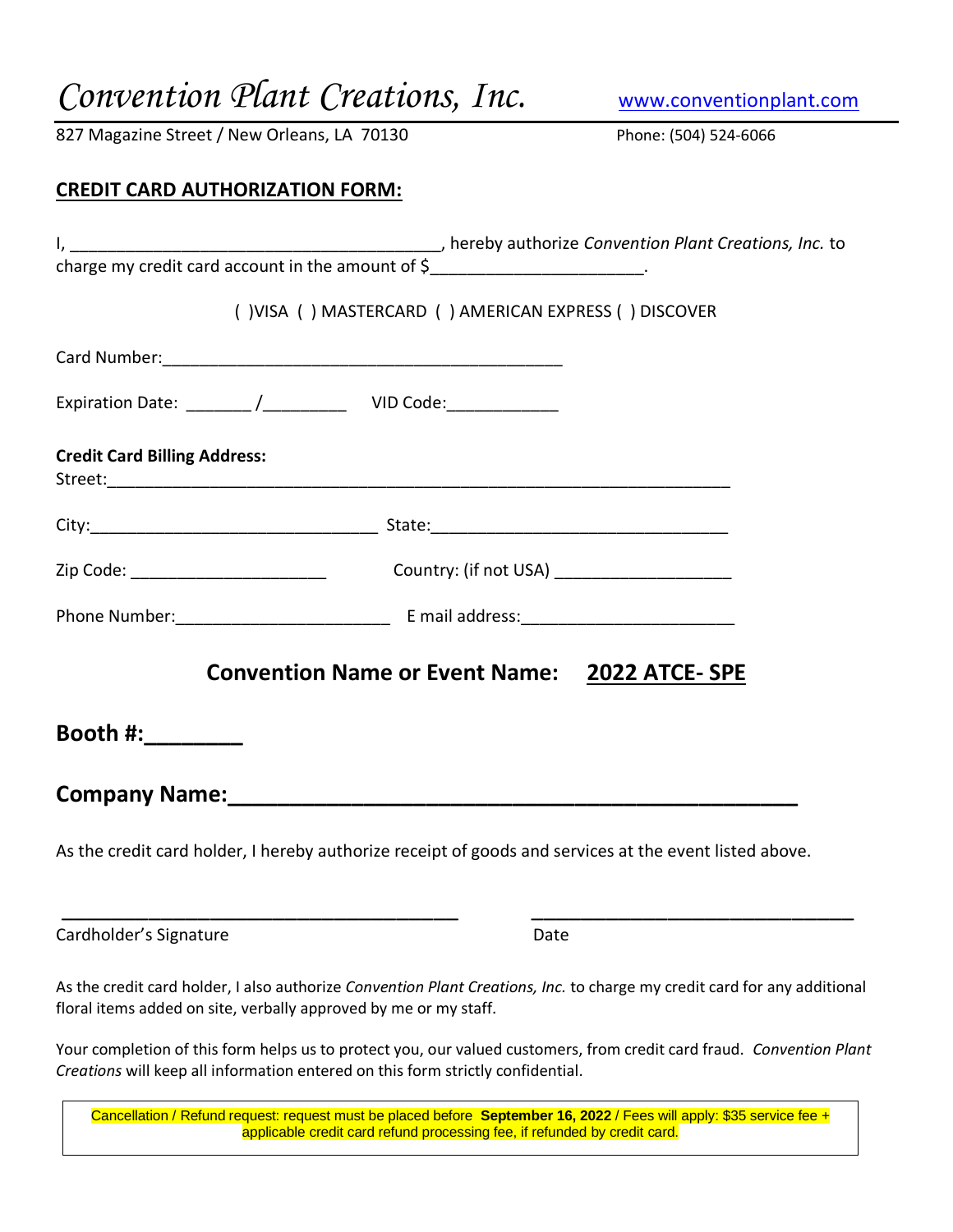# *Convention Plant Creations, Inc.*

www.conventionplant.com

827 Magazine Street / New Orleans, LA 70130

Phone: (504) 524-6066

## CREDIT CARD AUTHORIZATION FORM:

I, ________________________________________, hereby authorize *Convention Plant Creations, Inc.* to charge my credit card account in the amount of $______________________.

( )VISA ( ) MASTERCARD ( ) AMERICAN EXPRESS ( ) DISCOVER

Card Number:____________________________________________

Expiration Date: _______ /_________ VID Code:____________

**Credit Card Billing Address:**

Street:____________________________________________________________________

City:_______________________________ State:________________________________

Zip Code: _____________________ Country: (if not USA) ___________________

Phone Number:_______________________ E mail address:______________________

## Convention Name or Event Name: 2022 ATCE- SPE

## Booth #:________

## Company Name:_____________________________________________

As the credit card holder, I hereby authorize receipt of goods and services at the event listed above.

_________________________________________ _________________________________

Cardholder's Signature Date

As the credit card holder, I also authorize *Convention Plant Creations, Inc.* to charge my credit card for any additional floral items added on site, verbally approved by me or my staff.

Your completion of this form helps us to protect you, our valued customers, from credit card fraud. *Convention Plant Creations* will keep all information entered on this form strictly confidential.

Cancellation / Refund request: request must be placed before **September 16, 2022** / Fees will apply: $35 service fee + applicable credit card refund processing fee, if refunded by credit card.